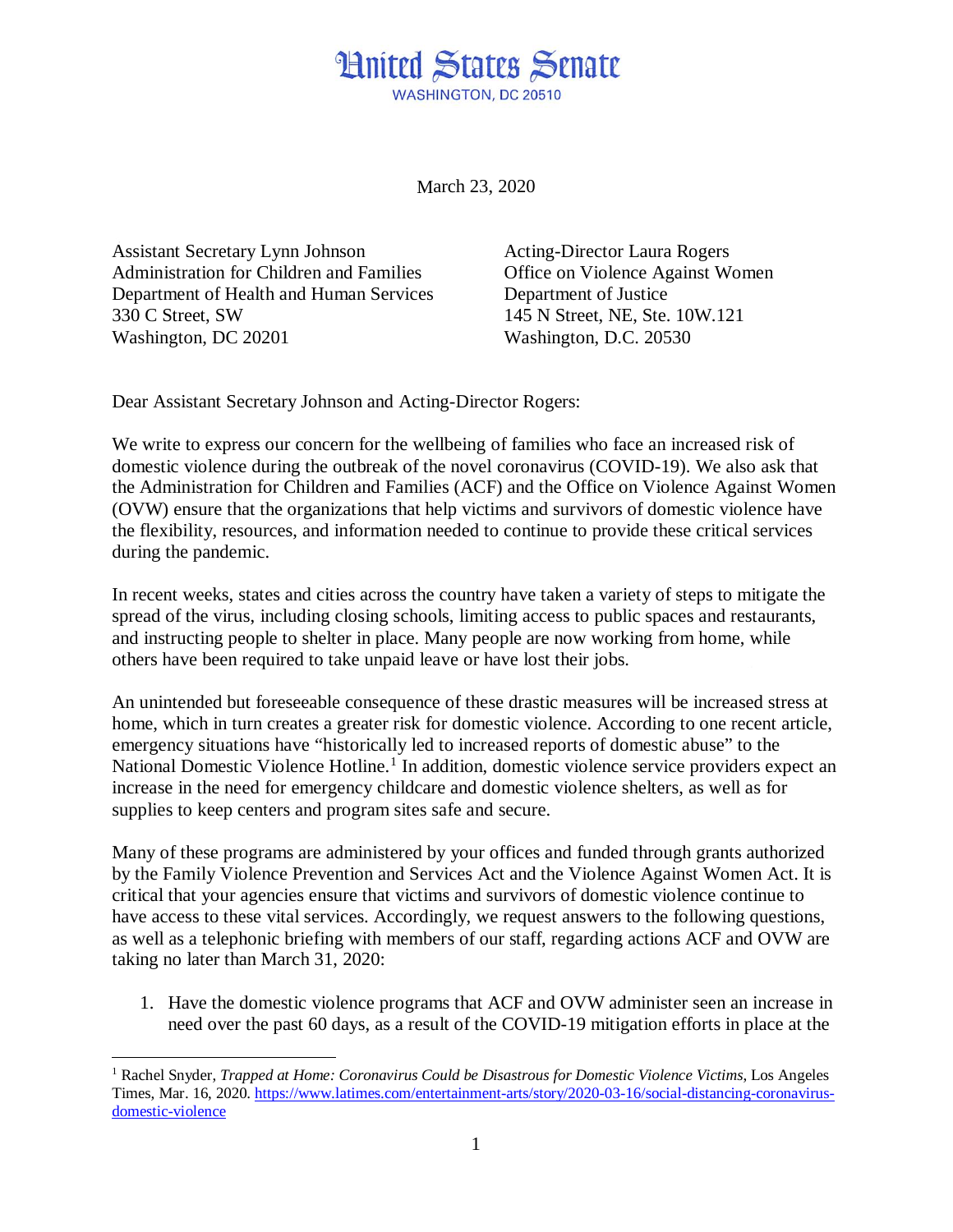# United States Senate

WASHINGTON, DC 20510

March 23, 2020

Assistant Secretary Lynn Johnson
Administration for Children and Families
Department of Health and Human Services
330 C Street, SW
Washington, DC 20201

Acting-Director Laura Rogers
Office on Violence Against Women
Department of Justice
145 N Street, NE, Ste. 10W.121
Washington, D.C. 20530

Dear Assistant Secretary Johnson and Acting-Director Rogers:

We write to express our concern for the wellbeing of families who face an increased risk of domestic violence during the outbreak of the novel coronavirus (COVID-19). We also ask that the Administration for Children and Families (ACF) and the Office on Violence Against Women (OVW) ensure that the organizations that help victims and survivors of domestic violence have the flexibility, resources, and information needed to continue to provide these critical services during the pandemic.

In recent weeks, states and cities across the country have taken a variety of steps to mitigate the spread of the virus, including closing schools, limiting access to public spaces and restaurants, and instructing people to shelter in place. Many people are now working from home, while others have been required to take unpaid leave or have lost their jobs.

An unintended but foreseeable consequence of these drastic measures will be increased stress at home, which in turn creates a greater risk for domestic violence. According to one recent article, emergency situations have "historically led to increased reports of domestic abuse" to the National Domestic Violence Hotline.[1] In addition, domestic violence service providers expect an increase in the need for emergency childcare and domestic violence shelters, as well as for supplies to keep centers and program sites safe and secure.

Many of these programs are administered by your offices and funded through grants authorized by the Family Violence Prevention and Services Act and the Violence Against Women Act. It is critical that your agencies ensure that victims and survivors of domestic violence continue to have access to these vital services. Accordingly, we request answers to the following questions, as well as a telephonic briefing with members of our staff, regarding actions ACF and OVW are taking no later than March 31, 2020:

1. Have the domestic violence programs that ACF and OVW administer seen an increase in need over the past 60 days, as a result of the COVID-19 mitigation efforts in place at the

---

[1] Rachel Snyder, *Trapped at Home: Coronavirus Could be Disastrous for Domestic Violence Victims*, Los Angeles Times, Mar. 16, 2020. https://www.latimes.com/entertainment-arts/story/2020-03-16/social-distancing-coronavirus-domestic-violence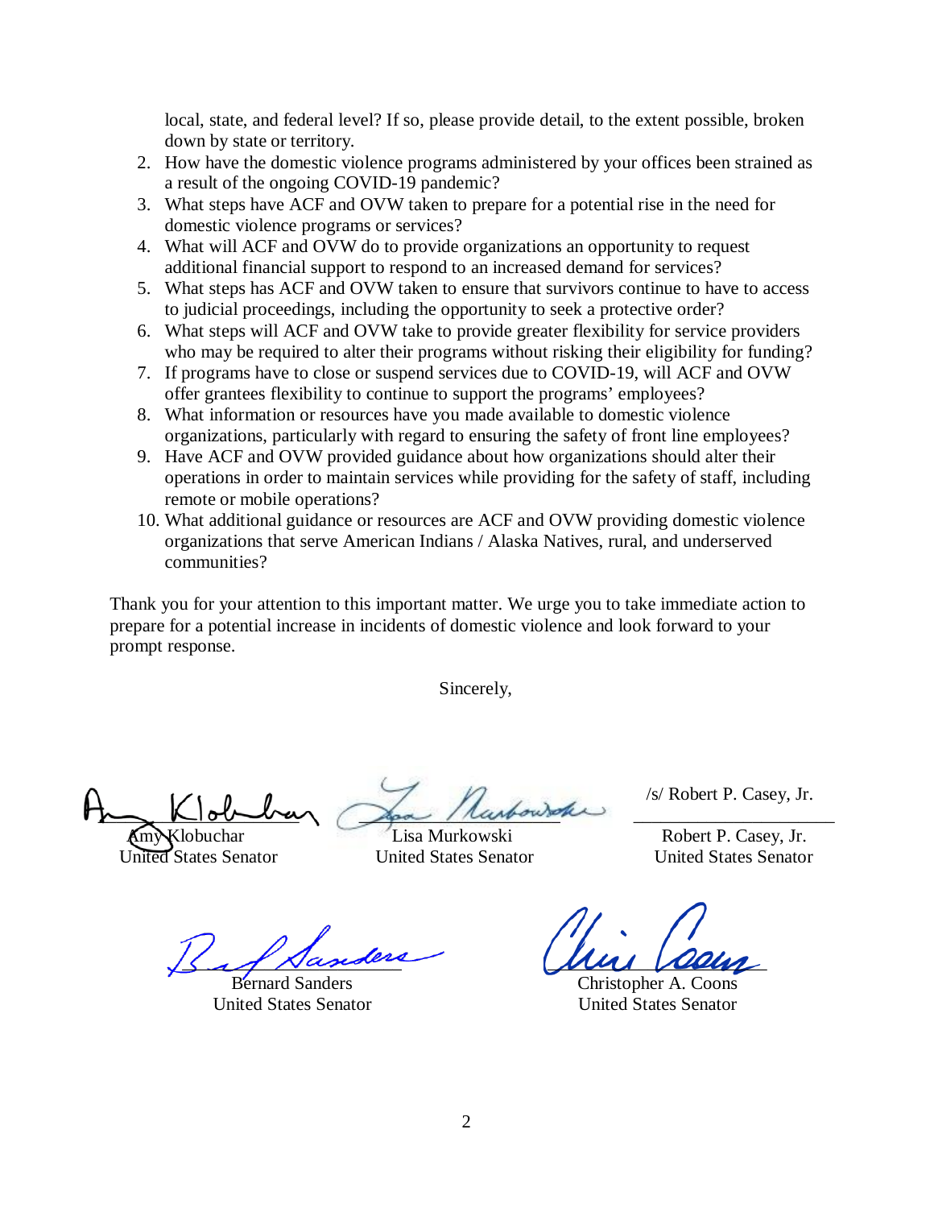local, state, and federal level? If so, please provide detail, to the extent possible, broken down by state or territory.

2. How have the domestic violence programs administered by your offices been strained as a result of the ongoing COVID-19 pandemic?
3. What steps have ACF and OVW taken to prepare for a potential rise in the need for domestic violence programs or services?
4. What will ACF and OVW do to provide organizations an opportunity to request additional financial support to respond to an increased demand for services?
5. What steps has ACF and OVW taken to ensure that survivors continue to have to access to judicial proceedings, including the opportunity to seek a protective order?
6. What steps will ACF and OVW take to provide greater flexibility for service providers who may be required to alter their programs without risking their eligibility for funding?
7. If programs have to close or suspend services due to COVID-19, will ACF and OVW offer grantees flexibility to continue to support the programs' employees?
8. What information or resources have you made available to domestic violence organizations, particularly with regard to ensuring the safety of front line employees?
9. Have ACF and OVW provided guidance about how organizations should alter their operations in order to maintain services while providing for the safety of staff, including remote or mobile operations?
10. What additional guidance or resources are ACF and OVW providing domestic violence organizations that serve American Indians / Alaska Natives, rural, and underserved communities?

Thank you for your attention to this important matter. We urge you to take immediate action to prepare for a potential increase in incidents of domestic violence and look forward to your prompt response.

Sincerely,

Amy Klobuchar
United States Senator

Lisa Murkowski
United States Senator

/s/ Robert P. Casey, Jr.

Robert P. Casey, Jr.
United States Senator

Bernard Sanders
United States Senator

Christopher A. Coons
United States Senator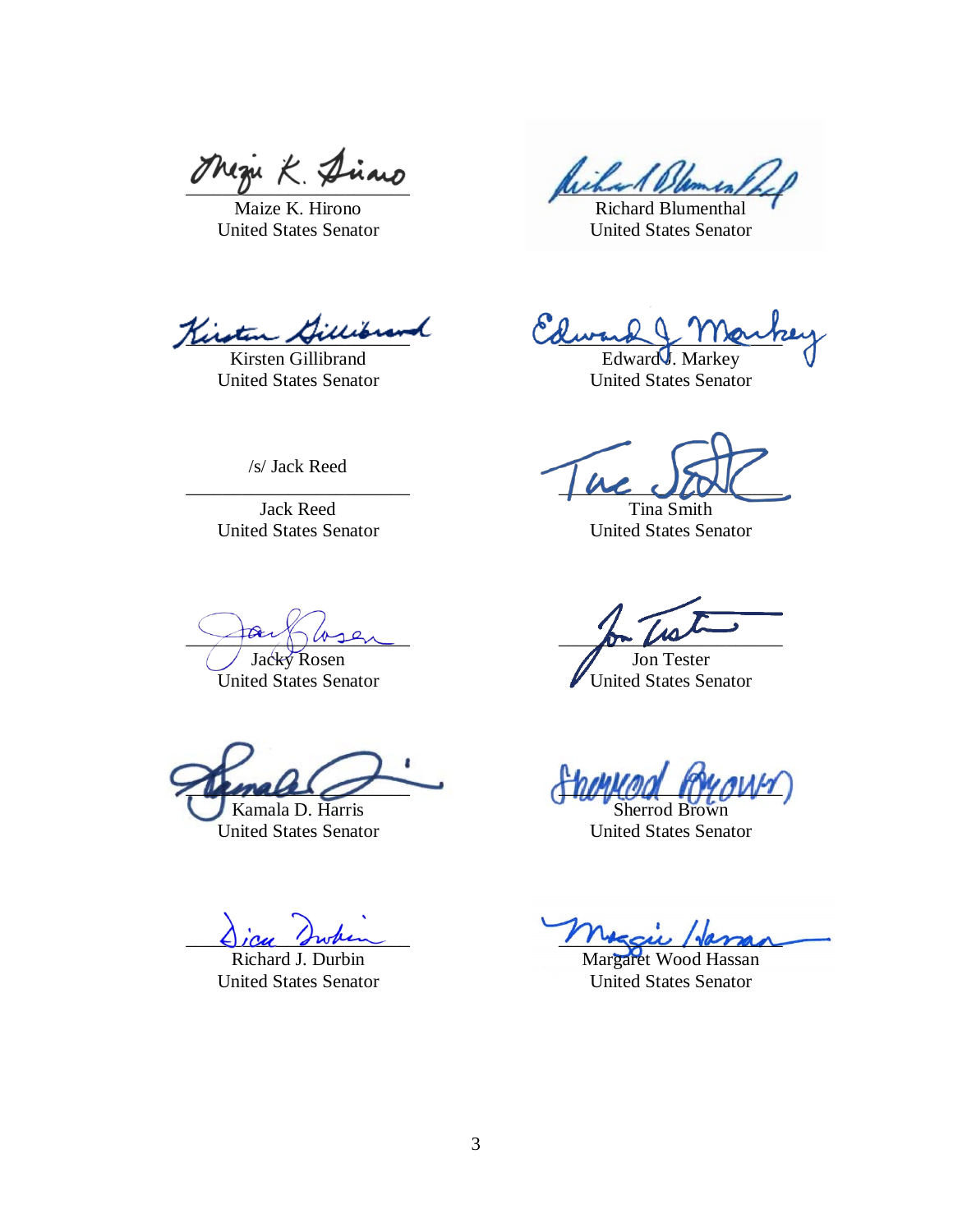Maize K. Hirono
United States Senator

Richard Blumenthal
United States Senator

Kirsten Gillibrand
United States Senator

Edward J. Markey
United States Senator

/s/ Jack Reed

Jack Reed
United States Senator

Tina Smith
United States Senator

Jacky Rosen
United States Senator

Jon Tester
United States Senator

Kamala D. Harris
United States Senator

Sherrod Brown
United States Senator

Richard J. Durbin
United States Senator

Margaret Wood Hassan
United States Senator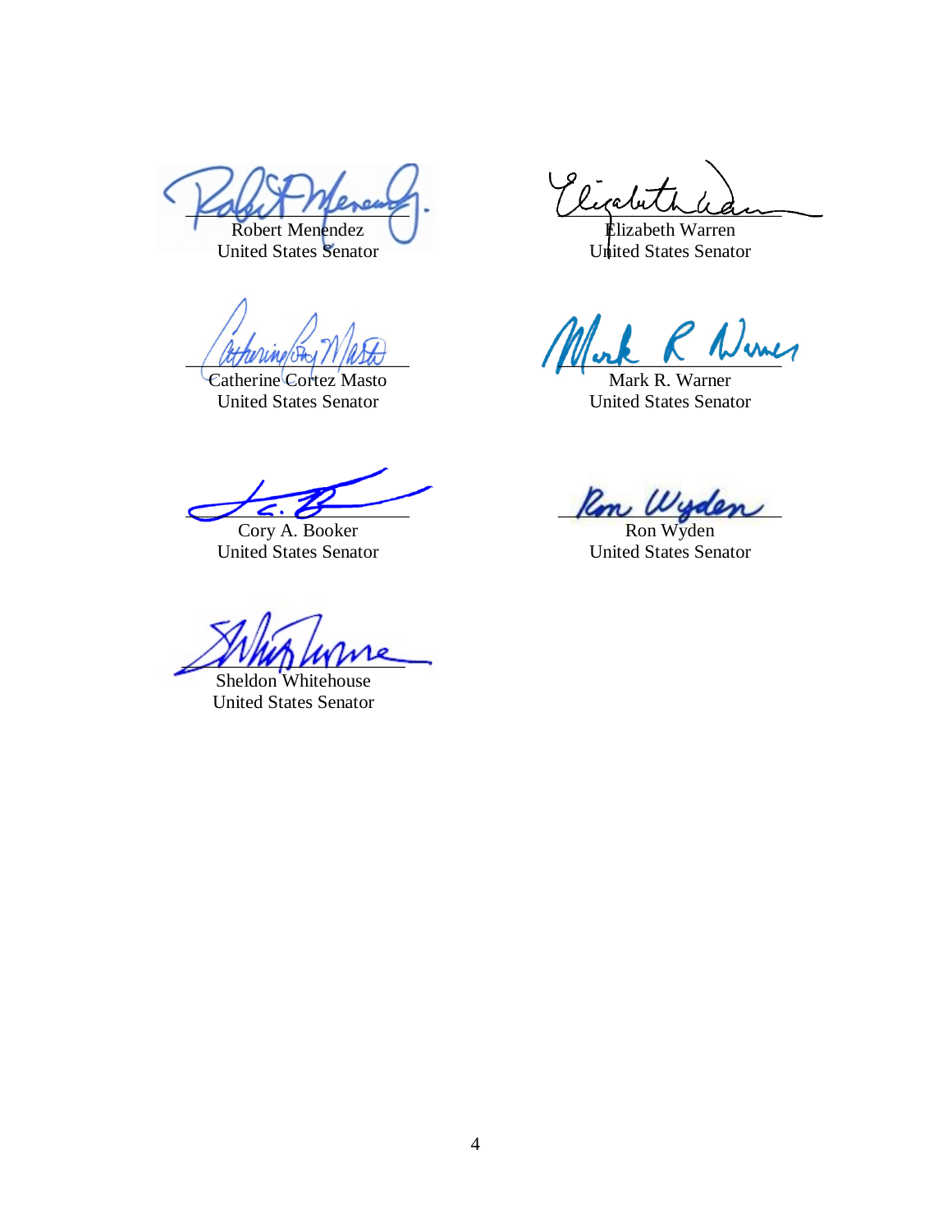Robert Menendez
United States Senator

Elizabeth Warren
United States Senator

Catherine Cortez Masto
United States Senator

Mark R. Warner
United States Senator

Cory A. Booker
United States Senator

Ron Wyden
United States Senator

Sheldon Whitehouse
United States Senator